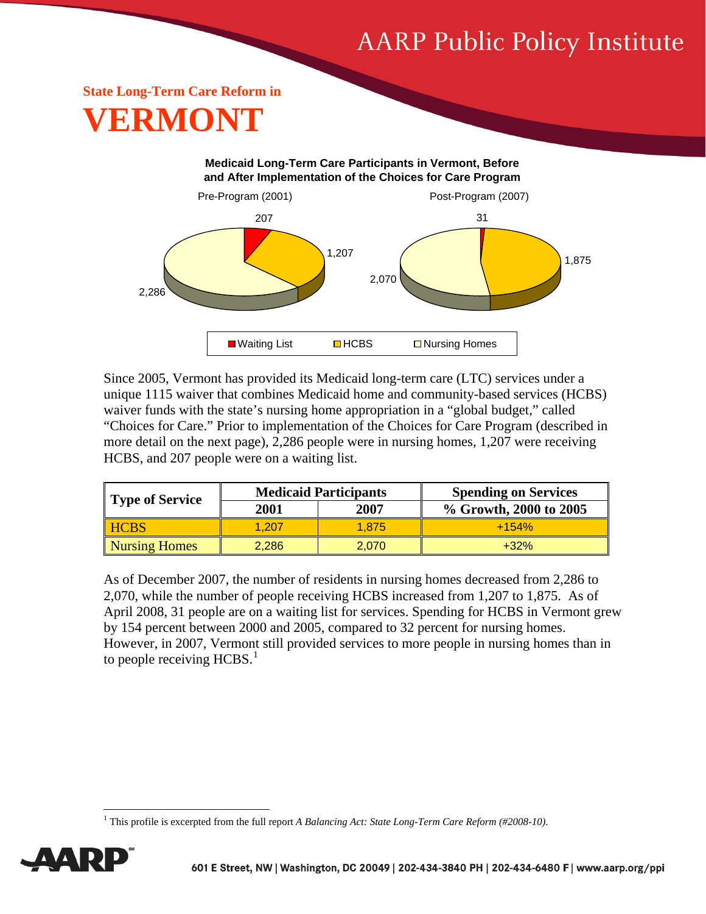AARP Public Policy Institute

## State Long-Term Care Reform in

# VERMONT

**Medicaid Long-Term Care Participants in Vermont, Before and After Implementation of the Choices for Care Program**

Pre-Program (2001): Waiting List 207; HCBS 1,207; Nursing Homes 2,286

Post-Program (2007): Waiting List 31; HCBS 1,875; Nursing Homes 2,070

Since 2005, Vermont has provided its Medicaid long-term care (LTC) services under a unique 1115 waiver that combines Medicaid home and community-based services (HCBS) waiver funds with the state's nursing home appropriation in a "global budget," called "Choices for Care." Prior to implementation of the Choices for Care Program (described in more detail on the next page), 2,286 people were in nursing homes, 1,207 were receiving HCBS, and 207 people were on a waiting list.

| Type of Service | Medicaid Participants | | Spending on Services |
|---|---|---|---|
| | 2001 | 2007 | % Growth, 2000 to 2005 |
| HCBS | 1,207 | 1,875 | +154% |
| Nursing Homes | 2,286 | 2,070 | +32% |

As of December 2007, the number of residents in nursing homes decreased from 2,286 to 2,070, while the number of people receiving HCBS increased from 1,207 to 1,875. As of April 2008, 31 people are on a waiting list for services. Spending for HCBS in Vermont grew by 154 percent between 2000 and 2005, compared to 32 percent for nursing homes. However, in 2007, Vermont still provided services to more people in nursing homes than in to people receiving HCBS.[1]

[1] This profile is excerpted from the full report *A Balancing Act: State Long-Term Care Reform (#2008-10)*.

AARP

601 E Street, NW | Washington, DC 20049 | 202-434-3840 PH | 202-434-6480 F | www.aarp.org/ppi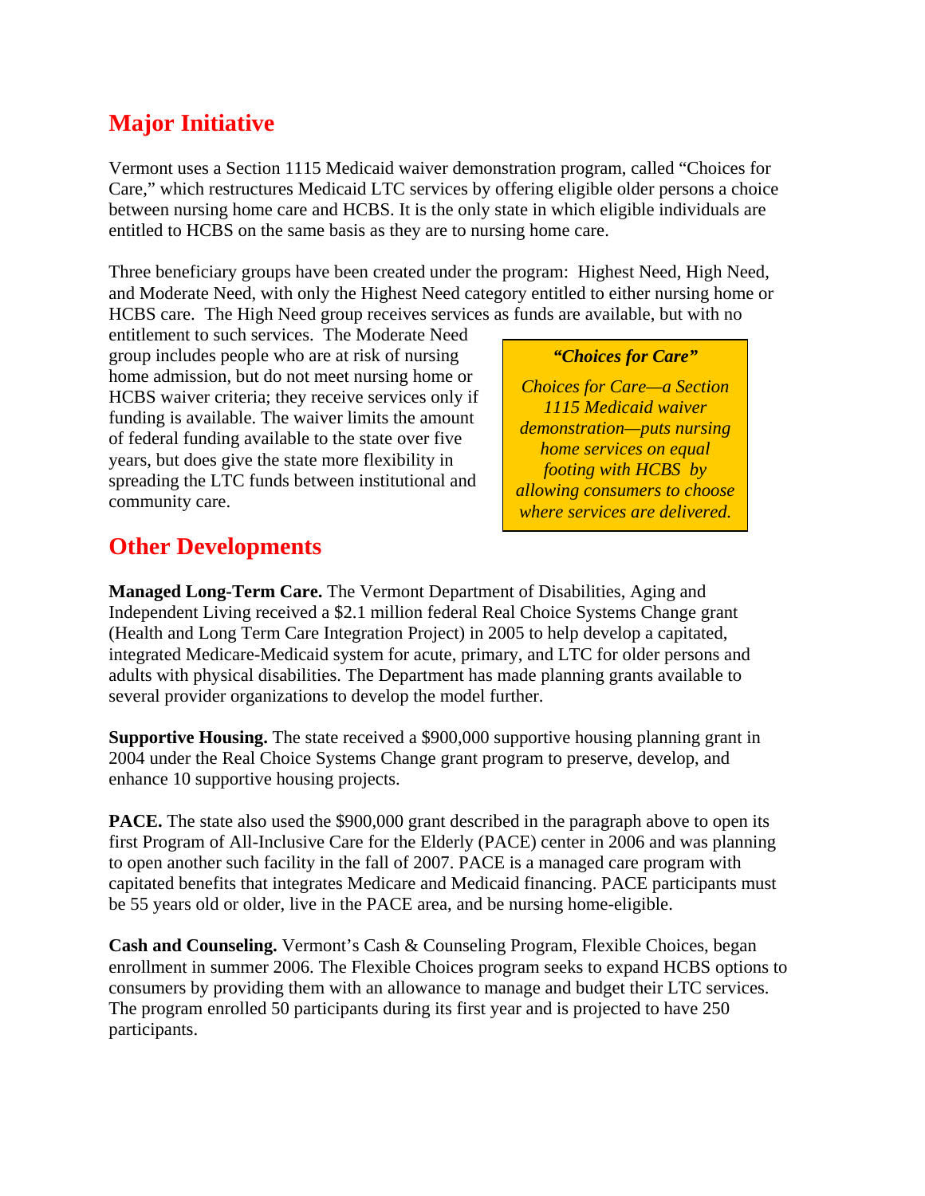## Major Initiative

Vermont uses a Section 1115 Medicaid waiver demonstration program, called "Choices for Care," which restructures Medicaid LTC services by offering eligible older persons a choice between nursing home care and HCBS. It is the only state in which eligible individuals are entitled to HCBS on the same basis as they are to nursing home care.

Three beneficiary groups have been created under the program: Highest Need, High Need, and Moderate Need, with only the Highest Need category entitled to either nursing home or HCBS care. The High Need group receives services as funds are available, but with no entitlement to such services. The Moderate Need group includes people who are at risk of nursing home admission, but do not meet nursing home or HCBS waiver criteria; they receive services only if funding is available. The waiver limits the amount of federal funding available to the state over five years, but does give the state more flexibility in spreading the LTC funds between institutional and community care.

> ***"Choices for Care"***
>
> *Choices for Care—a Section 1115 Medicaid waiver demonstration—puts nursing home services on equal footing with HCBS by allowing consumers to choose where services are delivered.*

## Other Developments

**Managed Long-Term Care.** The Vermont Department of Disabilities, Aging and Independent Living received a $2.1 million federal Real Choice Systems Change grant (Health and Long Term Care Integration Project) in 2005 to help develop a capitated, integrated Medicare-Medicaid system for acute, primary, and LTC for older persons and adults with physical disabilities. The Department has made planning grants available to several provider organizations to develop the model further.

**Supportive Housing.** The state received a $900,000 supportive housing planning grant in 2004 under the Real Choice Systems Change grant program to preserve, develop, and enhance 10 supportive housing projects.

**PACE.** The state also used the $900,000 grant described in the paragraph above to open its first Program of All-Inclusive Care for the Elderly (PACE) center in 2006 and was planning to open another such facility in the fall of 2007. PACE is a managed care program with capitated benefits that integrates Medicare and Medicaid financing. PACE participants must be 55 years old or older, live in the PACE area, and be nursing home-eligible.

**Cash and Counseling.** Vermont's Cash & Counseling Program, Flexible Choices, began enrollment in summer 2006. The Flexible Choices program seeks to expand HCBS options to consumers by providing them with an allowance to manage and budget their LTC services. The program enrolled 50 participants during its first year and is projected to have 250 participants.